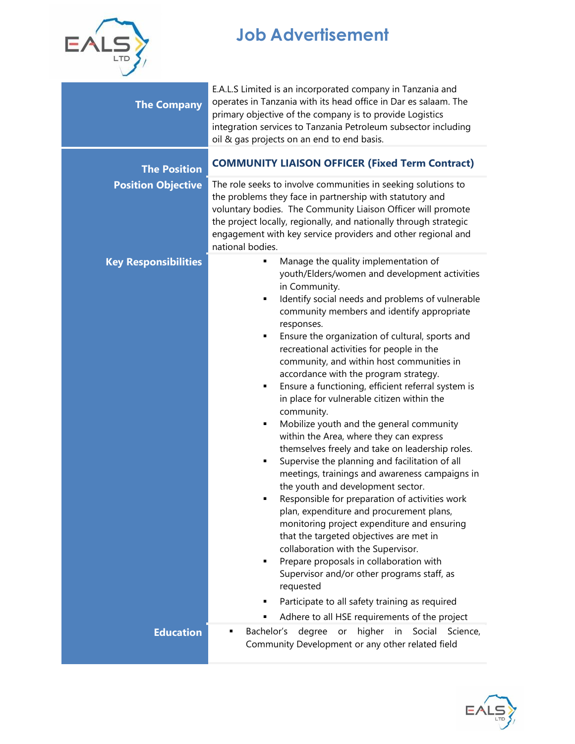# Job Advertisement

| | |
|---|---|
| **The Company** | E.A.L.S Limited is an incorporated company in Tanzania and operates in Tanzania with its head office in Dar es salaam. The primary objective of the company is to provide Logistics integration services to Tanzania Petroleum subsector including oil & gas projects on an end to end basis. |
| **The Position** | **COMMUNITY LIAISON OFFICER (Fixed Term Contract)** |
| **Position Objective** | The role seeks to involve communities in seeking solutions to the problems they face in partnership with statutory and voluntary bodies. The Community Liaison Officer will promote the project locally, regionally, and nationally through strategic engagement with key service providers and other regional and national bodies. |
| **Key Responsibilities** | ▪ Manage the quality implementation of youth/Elders/women and development activities in Community.<br>▪ Identify social needs and problems of vulnerable community members and identify appropriate responses.<br>▪ Ensure the organization of cultural, sports and recreational activities for people in the community, and within host communities in accordance with the program strategy.<br>▪ Ensure a functioning, efficient referral system is in place for vulnerable citizen within the community.<br>▪ Mobilize youth and the general community within the Area, where they can express themselves freely and take on leadership roles.<br>▪ Supervise the planning and facilitation of all meetings, trainings and awareness campaigns in the youth and development sector.<br>▪ Responsible for preparation of activities work plan, expenditure and procurement plans, monitoring project expenditure and ensuring that the targeted objectives are met in collaboration with the Supervisor.<br>▪ Prepare proposals in collaboration with Supervisor and/or other programs staff, as requested<br>▪ Participate to all safety training as required<br>▪ Adhere to all HSE requirements of the project |
| **Education** | ▪ Bachelor's degree or higher in Social Science, Community Development or any other related field |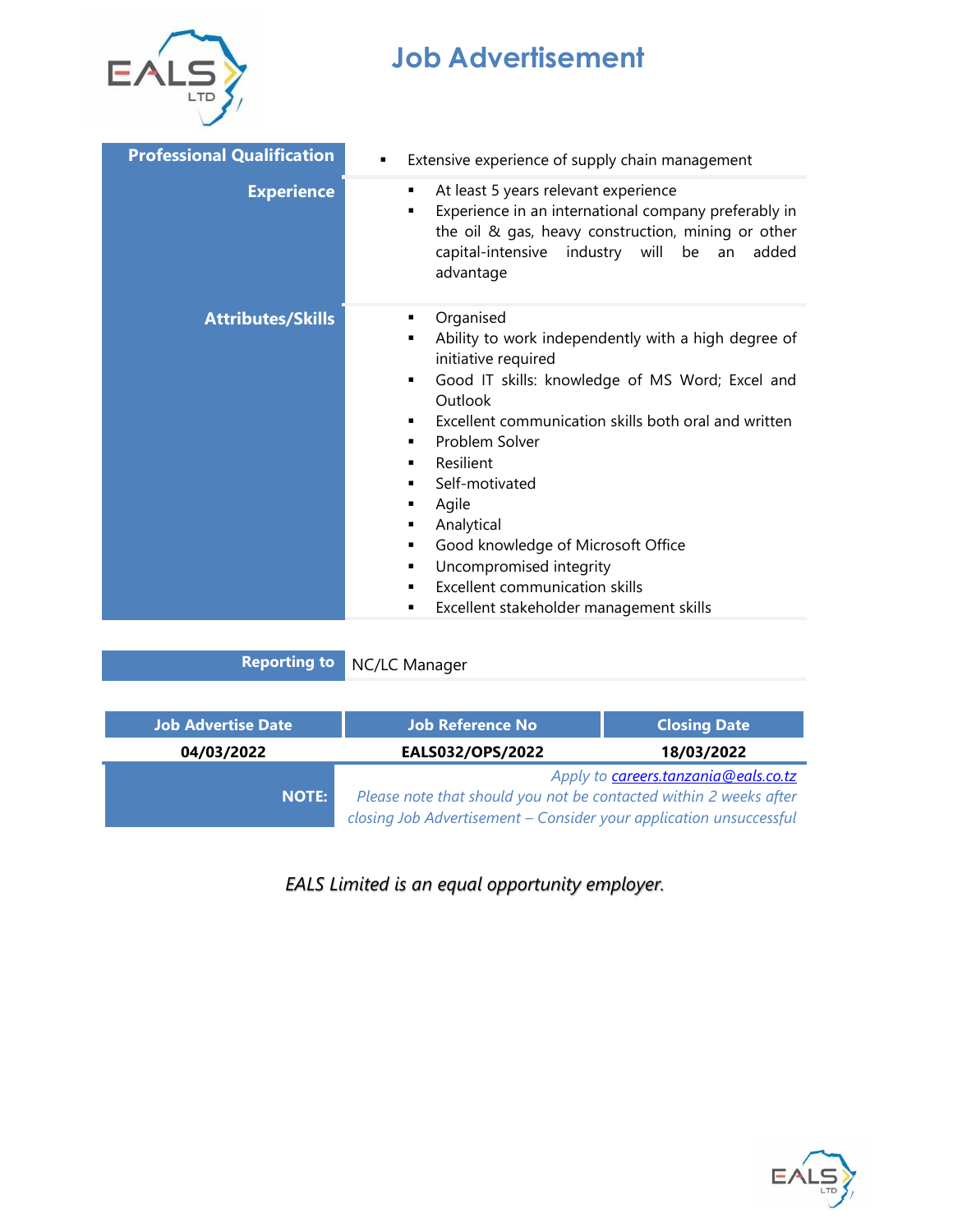# Job Advertisement

| | |
|---|---|
| **Professional Qualification** | ▪ Extensive experience of supply chain management |
| **Experience** | ▪ At least 5 years relevant experience<br>▪ Experience in an international company preferably in the oil & gas, heavy construction, mining or other capital-intensive industry will be an added advantage |
| **Attributes/Skills** | ▪ Organised<br>▪ Ability to work independently with a high degree of initiative required<br>▪ Good IT skills: knowledge of MS Word; Excel and Outlook<br>▪ Excellent communication skills both oral and written<br>▪ Problem Solver<br>▪ Resilient<br>▪ Self-motivated<br>▪ Agile<br>▪ Analytical<br>▪ Good knowledge of Microsoft Office<br>▪ Uncompromised integrity<br>▪ Excellent communication skills<br>▪ Excellent stakeholder management skills |

| | |
|---|---|
| **Reporting to** | NC/LC Manager |

| Job Advertise Date | Job Reference No | Closing Date |
|---|---|---|
| **04/03/2022** | **EALS032/OPS/2022** | **18/03/2022** |
| **NOTE:** | *Apply to careers.tanzania@eals.co.tz*<br>*Please note that should you not be contacted within 2 weeks after closing Job Advertisement – Consider your application unsuccessful* | |

*EALS Limited is an equal opportunity employer.*